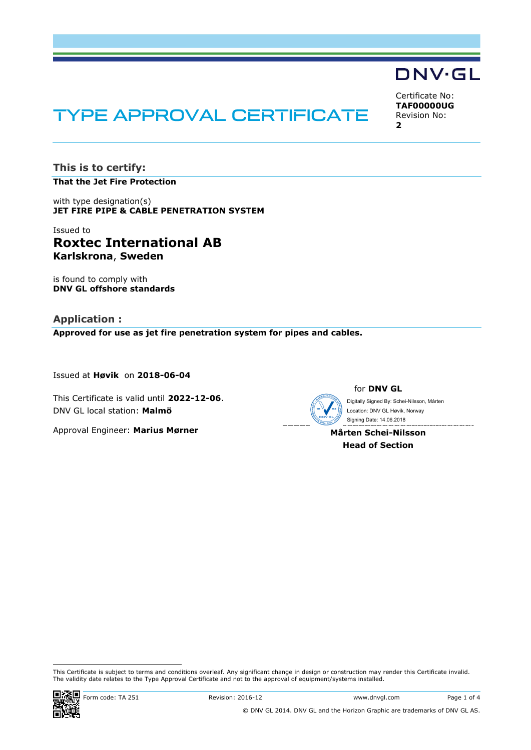DNV·GL

# TYPE APPROVAL CERTIFICATE

Certificate No:
**TAF00000UG**
Revision No:
**2**

## This is to certify:

**That the Jet Fire Protection**

with type designation(s)
**JET FIRE PIPE & CABLE PENETRATION SYSTEM**

Issued to
**Roxtec International AB**
**Karlskrona, Sweden**

is found to comply with
**DNV GL offshore standards**

## Application :

**Approved for use as jet fire penetration system for pipes and cables.**

Issued at **Høvik** on **2018-06-04**

This Certificate is valid until **2022-12-06**.
DNV GL local station: **Malmö**

Approval Engineer: **Marius Mørner**

for **DNV GL**

Digitally Signed By: Schei-Nilsson, Mårten
Location: DNV GL Høvik, Norway
Signing Date: 14.06.2018

**Mårten Schei-Nilsson**
**Head of Section**

This Certificate is subject to terms and conditions overleaf. Any significant change in design or construction may render this Certificate invalid.
The validity date relates to the Type Approval Certificate and not to the approval of equipment/systems installed.

Form code: TA 251 Revision: 2016-12 www.dnvgl.com

© DNV GL 2014. DNV GL and the Horizon Graphic are trademarks of DNV GL AS.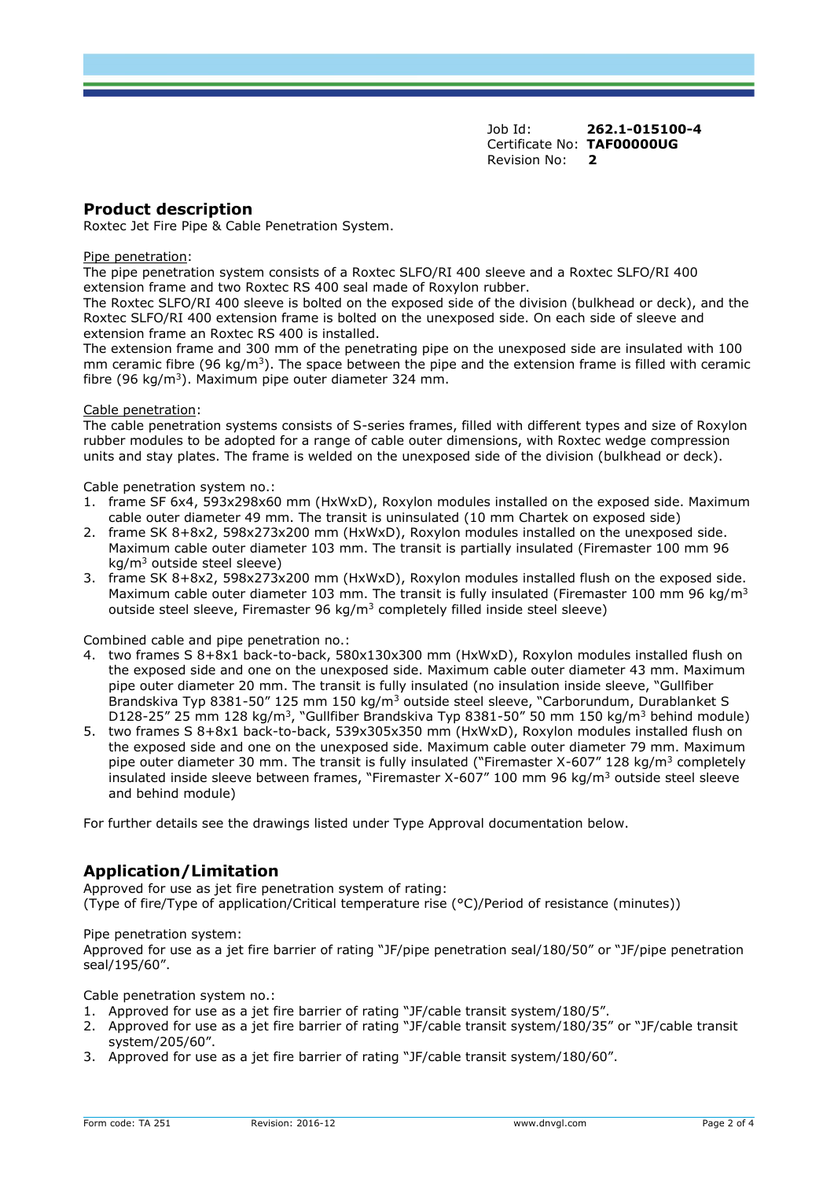Job Id: **262.1-015100-4**
Certificate No: **TAF00000UG**
Revision No: **2**

## Product description

Roxtec Jet Fire Pipe & Cable Penetration System.

Pipe penetration:

The pipe penetration system consists of a Roxtec SLFO/RI 400 sleeve and a Roxtec SLFO/RI 400 extension frame and two Roxtec RS 400 seal made of Roxylon rubber.

The Roxtec SLFO/RI 400 sleeve is bolted on the exposed side of the division (bulkhead or deck), and the Roxtec SLFO/RI 400 extension frame is bolted on the unexposed side. On each side of sleeve and extension frame an Roxtec RS 400 is installed.

The extension frame and 300 mm of the penetrating pipe on the unexposed side are insulated with 100 mm ceramic fibre (96 kg/m$^3$). The space between the pipe and the extension frame is filled with ceramic fibre (96 kg/m$^3$). Maximum pipe outer diameter 324 mm.

Cable penetration:

The cable penetration systems consists of S-series frames, filled with different types and size of Roxylon rubber modules to be adopted for a range of cable outer dimensions, with Roxtec wedge compression units and stay plates. The frame is welded on the unexposed side of the division (bulkhead or deck).

Cable penetration system no.:

1. frame SF 6x4, 593x298x60 mm (HxWxD), Roxylon modules installed on the exposed side. Maximum cable outer diameter 49 mm. The transit is uninsulated (10 mm Chartek on exposed side)
2. frame SK 8+8x2, 598x273x200 mm (HxWxD), Roxylon modules installed on the unexposed side. Maximum cable outer diameter 103 mm. The transit is partially insulated (Firemaster 100 mm 96 kg/m$^3$ outside steel sleeve)
3. frame SK 8+8x2, 598x273x200 mm (HxWxD), Roxylon modules installed flush on the exposed side. Maximum cable outer diameter 103 mm. The transit is fully insulated (Firemaster 100 mm 96 kg/m$^3$ outside steel sleeve, Firemaster 96 kg/m$^3$ completely filled inside steel sleeve)

Combined cable and pipe penetration no.:

4. two frames S 8+8x1 back-to-back, 580x130x300 mm (HxWxD), Roxylon modules installed flush on the exposed side and one on the unexposed side. Maximum cable outer diameter 43 mm. Maximum pipe outer diameter 20 mm. The transit is fully insulated (no insulation inside sleeve, "Gullfiber Brandskiva Typ 8381-50" 125 mm 150 kg/m$^3$ outside steel sleeve, "Carborundum, Durablanket S D128-25" 25 mm 128 kg/m$^3$, "Gullfiber Brandskiva Typ 8381-50" 50 mm 150 kg/m$^3$ behind module)
5. two frames S 8+8x1 back-to-back, 539x305x350 mm (HxWxD), Roxylon modules installed flush on the exposed side and one on the unexposed side. Maximum cable outer diameter 79 mm. Maximum pipe outer diameter 30 mm. The transit is fully insulated ("Firemaster X-607" 128 kg/m$^3$ completely insulated inside sleeve between frames, "Firemaster X-607" 100 mm 96 kg/m$^3$ outside steel sleeve and behind module)

For further details see the drawings listed under Type Approval documentation below.

## Application/Limitation

Approved for use as jet fire penetration system of rating:
(Type of fire/Type of application/Critical temperature rise (°C)/Period of resistance (minutes))

Pipe penetration system:
Approved for use as a jet fire barrier of rating "JF/pipe penetration seal/180/50" or "JF/pipe penetration seal/195/60".

Cable penetration system no.:

1. Approved for use as a jet fire barrier of rating "JF/cable transit system/180/5".
2. Approved for use as a jet fire barrier of rating "JF/cable transit system/180/35" or "JF/cable transit system/205/60".
3. Approved for use as a jet fire barrier of rating "JF/cable transit system/180/60".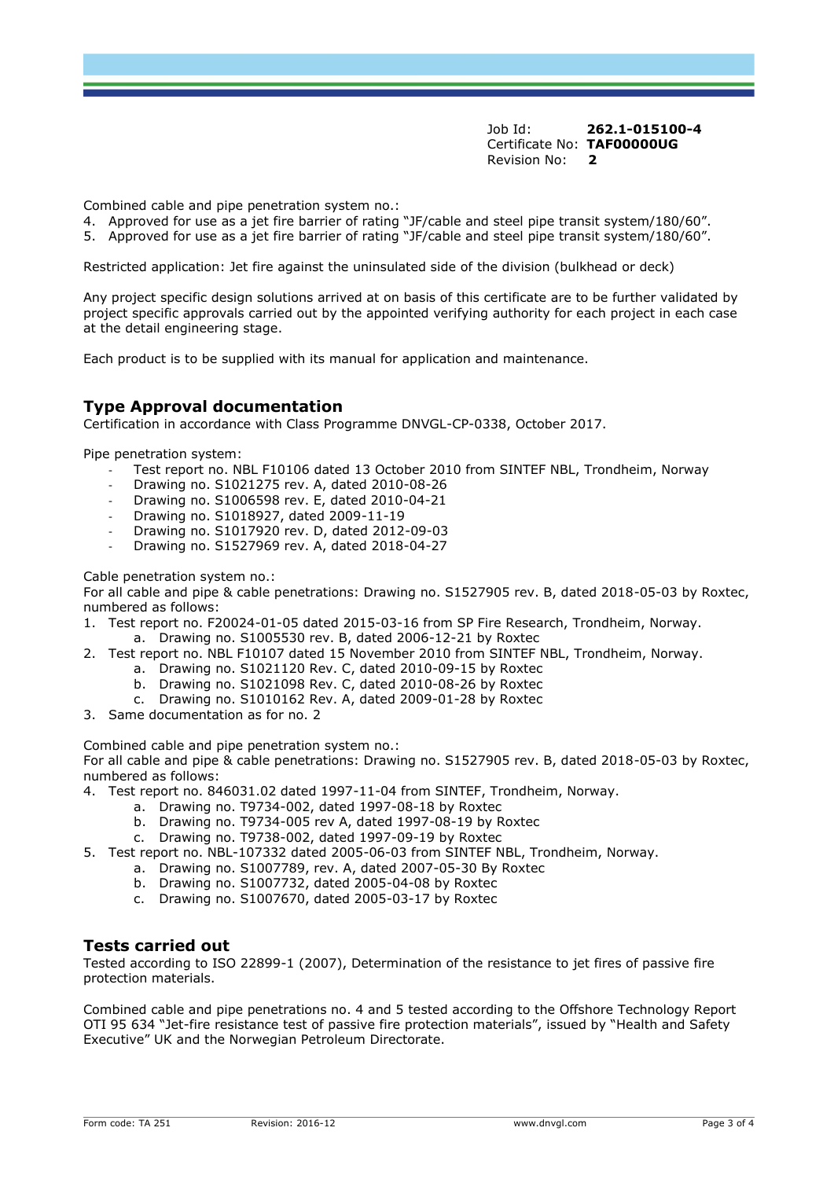Job Id: **262.1-015100-4**
Certificate No: **TAF00000UG**
Revision No: **2**

Combined cable and pipe penetration system no.:

4. Approved for use as a jet fire barrier of rating "JF/cable and steel pipe transit system/180/60".
5. Approved for use as a jet fire barrier of rating "JF/cable and steel pipe transit system/180/60".

Restricted application: Jet fire against the uninsulated side of the division (bulkhead or deck)

Any project specific design solutions arrived at on basis of this certificate are to be further validated by project specific approvals carried out by the appointed verifying authority for each project in each case at the detail engineering stage.

Each product is to be supplied with its manual for application and maintenance.

## Type Approval documentation

Certification in accordance with Class Programme DNVGL-CP-0338, October 2017.

Pipe penetration system:

- Test report no. NBL F10106 dated 13 October 2010 from SINTEF NBL, Trondheim, Norway
- Drawing no. S1021275 rev. A, dated 2010-08-26
- Drawing no. S1006598 rev. E, dated 2010-04-21
- Drawing no. S1018927, dated 2009-11-19
- Drawing no. S1017920 rev. D, dated 2012-09-03
- Drawing no. S1527969 rev. A, dated 2018-04-27

Cable penetration system no.:
For all cable and pipe & cable penetrations: Drawing no. S1527905 rev. B, dated 2018-05-03 by Roxtec, numbered as follows:

1. Test report no. F20024-01-05 dated 2015-03-16 from SP Fire Research, Trondheim, Norway.
   a. Drawing no. S1005530 rev. B, dated 2006-12-21 by Roxtec
2. Test report no. NBL F10107 dated 15 November 2010 from SINTEF NBL, Trondheim, Norway.
   a. Drawing no. S1021120 Rev. C, dated 2010-09-15 by Roxtec
   b. Drawing no. S1021098 Rev. C, dated 2010-08-26 by Roxtec
   c. Drawing no. S1010162 Rev. A, dated 2009-01-28 by Roxtec
3. Same documentation as for no. 2

Combined cable and pipe penetration system no.:
For all cable and pipe & cable penetrations: Drawing no. S1527905 rev. B, dated 2018-05-03 by Roxtec, numbered as follows:

4. Test report no. 846031.02 dated 1997-11-04 from SINTEF, Trondheim, Norway.
   a. Drawing no. T9734-002, dated 1997-08-18 by Roxtec
   b. Drawing no. T9734-005 rev A, dated 1997-08-19 by Roxtec
   c. Drawing no. T9738-002, dated 1997-09-19 by Roxtec
5. Test report no. NBL-107332 dated 2005-06-03 from SINTEF NBL, Trondheim, Norway.
   a. Drawing no. S1007789, rev. A, dated 2007-05-30 By Roxtec
   b. Drawing no. S1007732, dated 2005-04-08 by Roxtec
   c. Drawing no. S1007670, dated 2005-03-17 by Roxtec

## Tests carried out

Tested according to ISO 22899-1 (2007), Determination of the resistance to jet fires of passive fire protection materials.

Combined cable and pipe penetrations no. 4 and 5 tested according to the Offshore Technology Report OTI 95 634 "Jet-fire resistance test of passive fire protection materials", issued by "Health and Safety Executive" UK and the Norwegian Petroleum Directorate.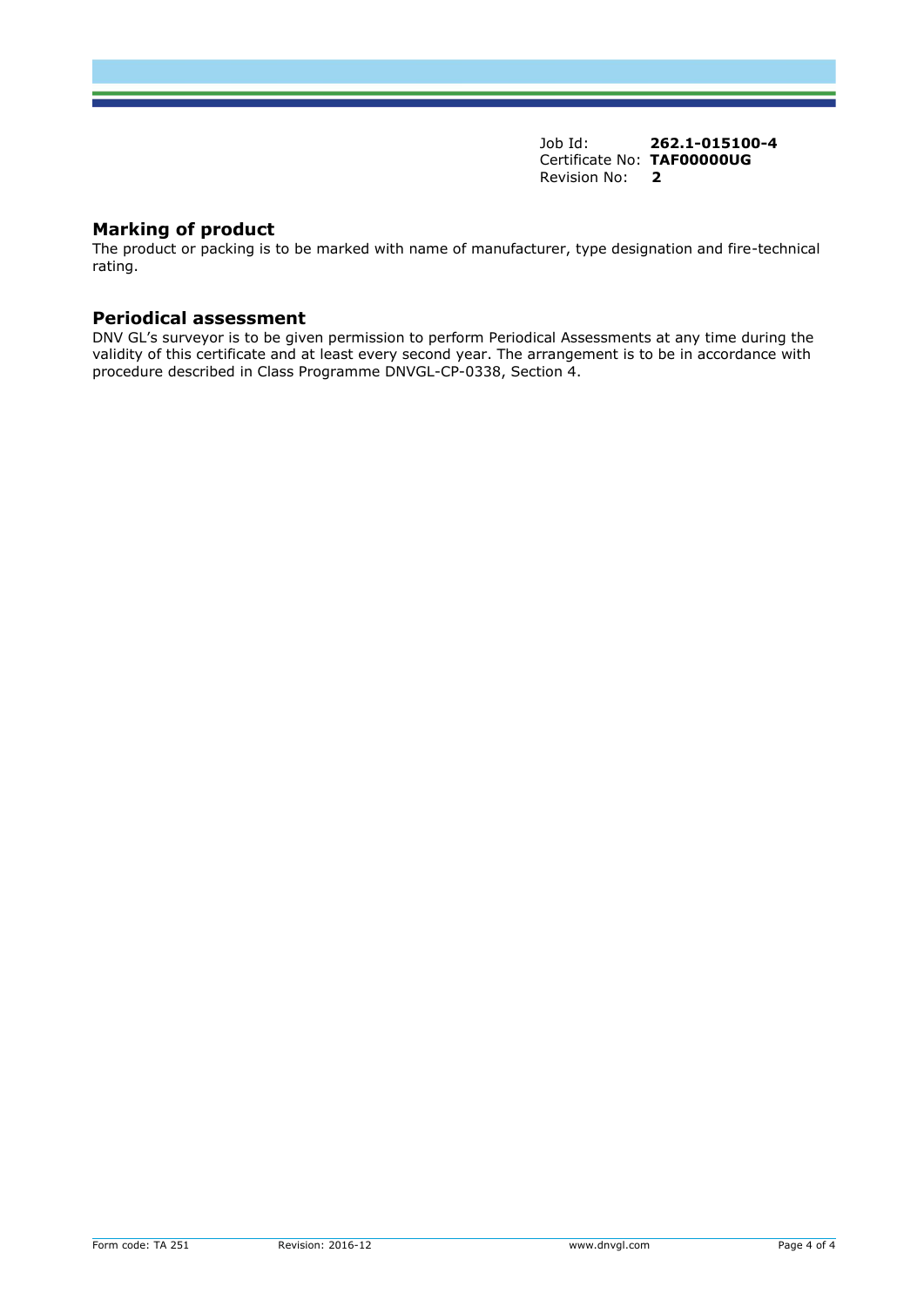Job Id: **262.1-015100-4**
Certificate No: **TAF00000UG**
Revision No: **2**

## Marking of product

The product or packing is to be marked with name of manufacturer, type designation and fire-technical rating.

## Periodical assessment

DNV GL's surveyor is to be given permission to perform Periodical Assessments at any time during the validity of this certificate and at least every second year. The arrangement is to be in accordance with procedure described in Class Programme DNVGL-CP-0338, Section 4.